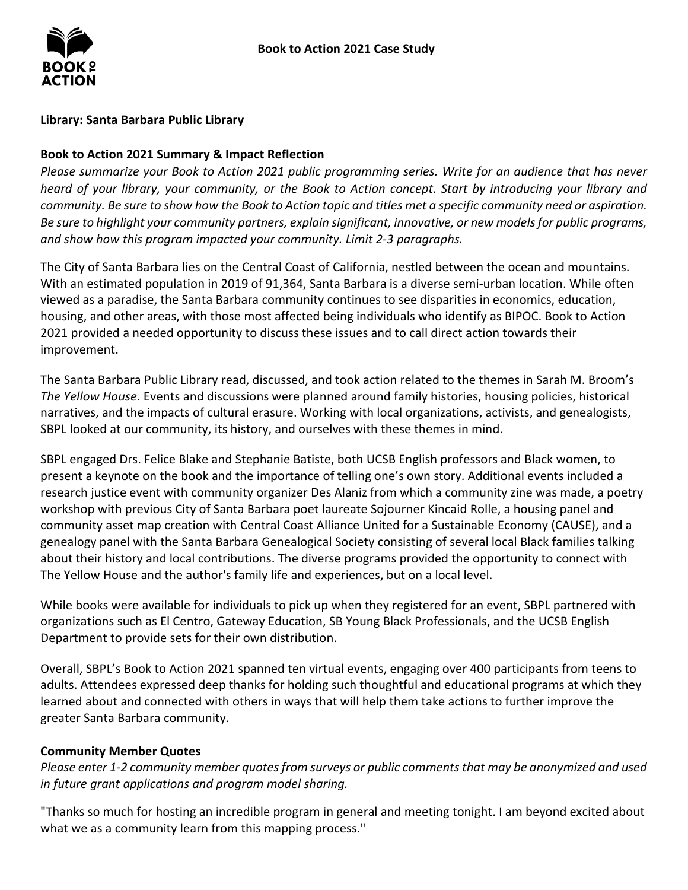# Book to Action 2021 Case Study

**Library: Santa Barbara Public Library**

**Book to Action 2021 Summary & Impact Reflection**

*Please summarize your Book to Action 2021 public programming series. Write for an audience that has never heard of your library, your community, or the Book to Action concept. Start by introducing your library and community. Be sure to show how the Book to Action topic and titles met a specific community need or aspiration. Be sure to highlight your community partners, explain significant, innovative, or new models for public programs, and show how this program impacted your community. Limit 2-3 paragraphs.*

The City of Santa Barbara lies on the Central Coast of California, nestled between the ocean and mountains. With an estimated population in 2019 of 91,364, Santa Barbara is a diverse semi-urban location. While often viewed as a paradise, the Santa Barbara community continues to see disparities in economics, education, housing, and other areas, with those most affected being individuals who identify as BIPOC. Book to Action 2021 provided a needed opportunity to discuss these issues and to call direct action towards their improvement.

The Santa Barbara Public Library read, discussed, and took action related to the themes in Sarah M. Broom's *The Yellow House*. Events and discussions were planned around family histories, housing policies, historical narratives, and the impacts of cultural erasure. Working with local organizations, activists, and genealogists, SBPL looked at our community, its history, and ourselves with these themes in mind.

SBPL engaged Drs. Felice Blake and Stephanie Batiste, both UCSB English professors and Black women, to present a keynote on the book and the importance of telling one's own story. Additional events included a research justice event with community organizer Des Alaniz from which a community zine was made, a poetry workshop with previous City of Santa Barbara poet laureate Sojourner Kincaid Rolle, a housing panel and community asset map creation with Central Coast Alliance United for a Sustainable Economy (CAUSE), and a genealogy panel with the Santa Barbara Genealogical Society consisting of several local Black families talking about their history and local contributions. The diverse programs provided the opportunity to connect with The Yellow House and the author's family life and experiences, but on a local level.

While books were available for individuals to pick up when they registered for an event, SBPL partnered with organizations such as El Centro, Gateway Education, SB Young Black Professionals, and the UCSB English Department to provide sets for their own distribution.

Overall, SBPL's Book to Action 2021 spanned ten virtual events, engaging over 400 participants from teens to adults. Attendees expressed deep thanks for holding such thoughtful and educational programs at which they learned about and connected with others in ways that will help them take actions to further improve the greater Santa Barbara community.

**Community Member Quotes**

*Please enter 1-2 community member quotes from surveys or public comments that may be anonymized and used in future grant applications and program model sharing.*

"Thanks so much for hosting an incredible program in general and meeting tonight. I am beyond excited about what we as a community learn from this mapping process."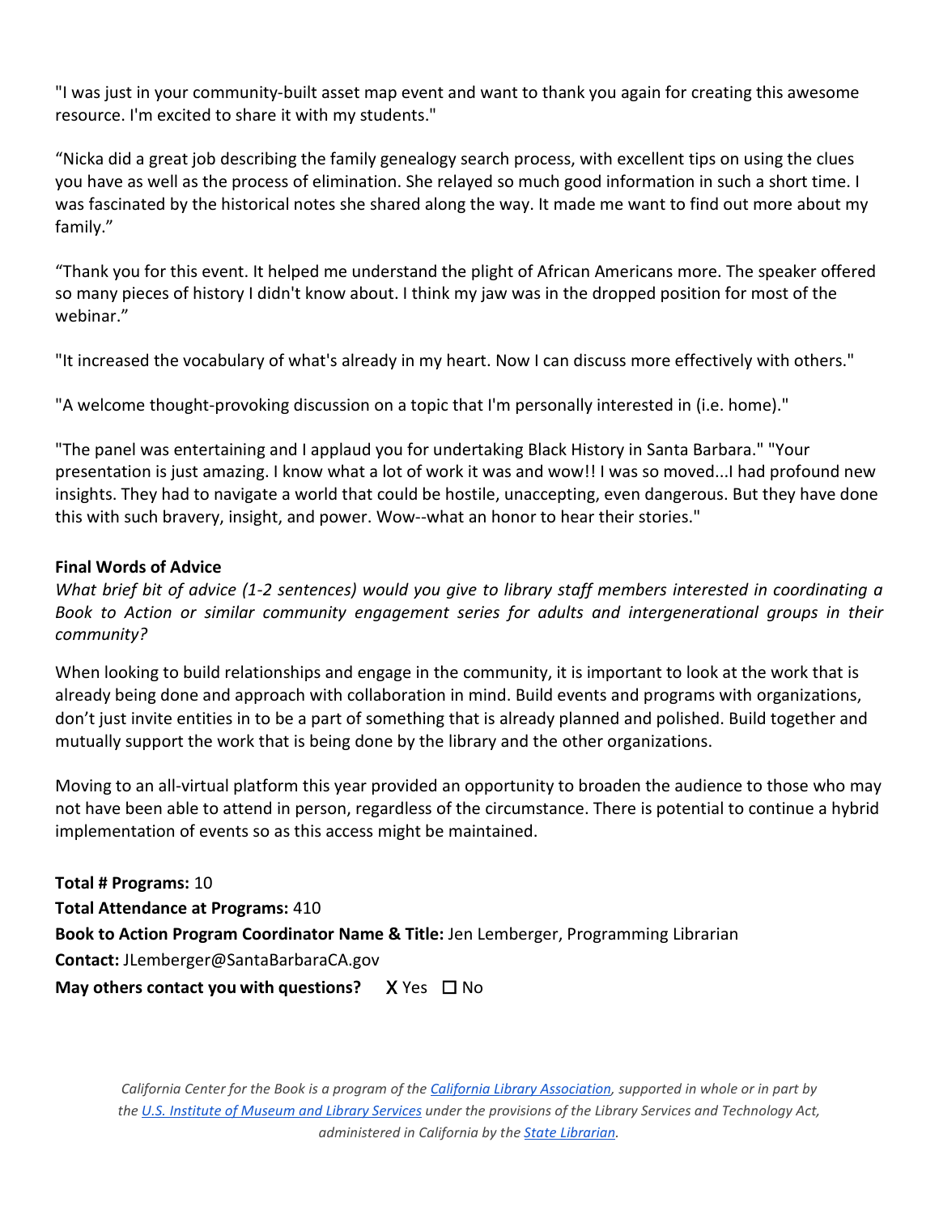"I was just in your community-built asset map event and want to thank you again for creating this awesome resource. I'm excited to share it with my students."

"Nicka did a great job describing the family genealogy search process, with excellent tips on using the clues you have as well as the process of elimination. She relayed so much good information in such a short time. I was fascinated by the historical notes she shared along the way. It made me want to find out more about my family."

"Thank you for this event. It helped me understand the plight of African Americans more. The speaker offered so many pieces of history I didn't know about. I think my jaw was in the dropped position for most of the webinar."

"It increased the vocabulary of what's already in my heart. Now I can discuss more effectively with others."

"A welcome thought-provoking discussion on a topic that I'm personally interested in (i.e. home)."

"The panel was entertaining and I applaud you for undertaking Black History in Santa Barbara." "Your presentation is just amazing. I know what a lot of work it was and wow!! I was so moved...I had profound new insights. They had to navigate a world that could be hostile, unaccepting, even dangerous. But they have done this with such bravery, insight, and power. Wow--what an honor to hear their stories."

**Final Words of Advice**

*What brief bit of advice (1-2 sentences) would you give to library staff members interested in coordinating a Book to Action or similar community engagement series for adults and intergenerational groups in their community?*

When looking to build relationships and engage in the community, it is important to look at the work that is already being done and approach with collaboration in mind. Build events and programs with organizations, don't just invite entities in to be a part of something that is already planned and polished. Build together and mutually support the work that is being done by the library and the other organizations.

Moving to an all-virtual platform this year provided an opportunity to broaden the audience to those who may not have been able to attend in person, regardless of the circumstance. There is potential to continue a hybrid implementation of events so as this access might be maintained.

**Total # Programs:** 10

**Total Attendance at Programs:** 410

**Book to Action Program Coordinator Name & Title:** Jen Lemberger, Programming Librarian

**Contact:** JLemberger@SantaBarbaraCA.gov

**May others contact you with questions?** X Yes ☐ No

*California Center for the Book is a program of the California Library Association, supported in whole or in part by the U.S. Institute of Museum and Library Services under the provisions of the Library Services and Technology Act, administered in California by the State Librarian.*